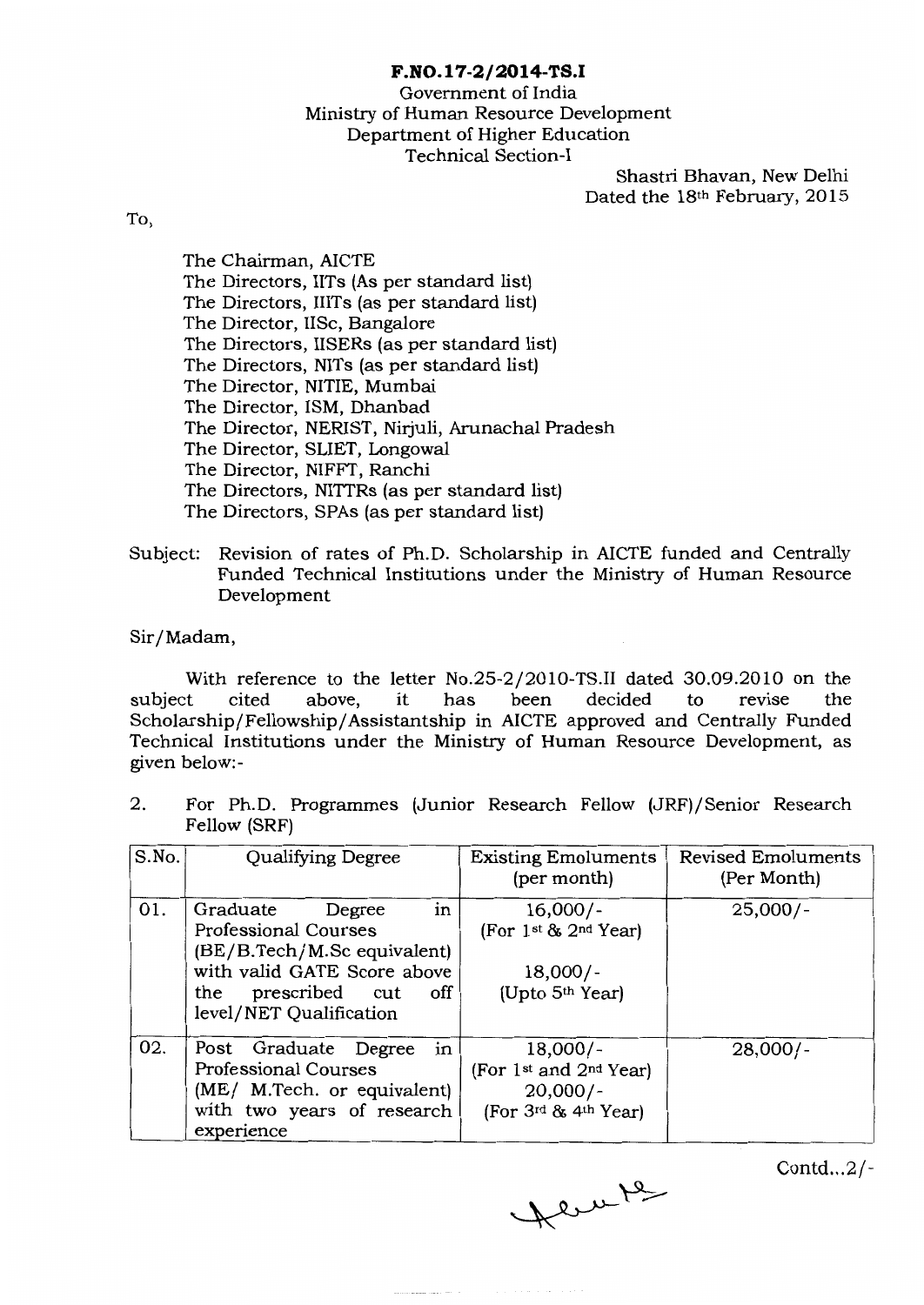**F.NO.17-2/2014-TS.I**

Government of India
Ministry of Human Resource Development
Department of Higher Education
Technical Section-I

Shastri Bhavan, New Delhi
Dated the 18th February, 2015

To,

The Chairman, AICTE
The Directors, IITs (As per standard list)
The Directors, IIITs (as per standard list)
The Director, IISc, Bangalore
The Directors, IISERs (as per standard list)
The Directors, NITs (as per standard list)
The Director, NITIE, Mumbai
The Director, ISM, Dhanbad
The Director, NERIST, Nirjuli, Arunachal Pradesh
The Director, SLIET, Longowal
The Director, NIFFT, Ranchi
The Directors, NITTRs (as per standard list)
The Directors, SPAs (as per standard list)

Subject: Revision of rates of Ph.D. Scholarship in AICTE funded and Centrally Funded Technical Institutions under the Ministry of Human Resource Development

Sir/Madam,

With reference to the letter No.25-2/2010-TS.II dated 30.09.2010 on the subject cited above, it has been decided to revise the Scholarship/Fellowship/Assistantship in AICTE approved and Centrally Funded Technical Institutions under the Ministry of Human Resource Development, as given below:-

2. For Ph.D. Programmes (Junior Research Fellow (JRF)/Senior Research Fellow (SRF)

| S.No. | Qualifying Degree | Existing Emoluments (per month) | Revised Emoluments (Per Month) |
|---|---|---|---|
| 01. | Graduate Degree in Professional Courses (BE/B.Tech/M.Sc equivalent) with valid GATE Score above the prescribed cut off level/NET Qualification | 16,000/- (For 1st & 2nd Year) 18,000/- (Upto 5th Year) | 25,000/- |
| 02. | Post Graduate Degree in Professional Courses (ME/ M.Tech. or equivalent) with two years of research experience | 18,000/- (For 1st and 2nd Year) 20,000/- (For 3rd & 4th Year) | 28,000/- |

Contd...2/-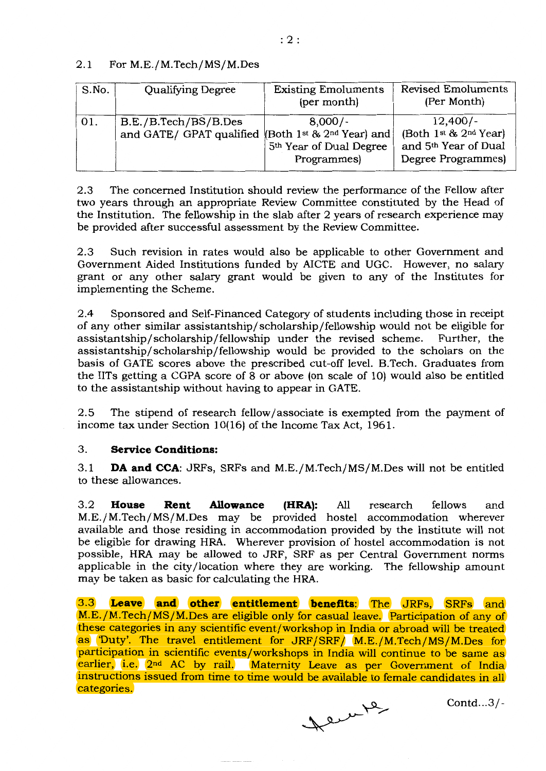2.1 For M.E./M.Tech/MS/M.Des

| S.No. | Qualifying Degree | Existing Emoluments (per month) | Revised Emoluments (Per Month) |
|---|---|---|---|
| 01. | B.E./B.Tech/BS/B.Des and GATE/ GPAT qualified | 8,000/- (Both 1st & 2nd Year) and 5th Year of Dual Degree Programmes) | 12,400/- (Both 1st & 2nd Year) and 5th Year of Dual Degree Programmes) |

2.3 The concerned Institution should review the performance of the Fellow after two years through an appropriate Review Committee constituted by the Head of the Institution. The fellowship in the slab after 2 years of research experience may be provided after successful assessment by the Review Committee.

2.3 Such revision in rates would also be applicable to other Government and Government Aided Institutions funded by AICTE and UGC. However, no salary grant or any other salary grant would be given to any of the Institutes for implementing the Scheme.

2.4 Sponsored and Self-Financed Category of students including those in receipt of any other similar assistantship/scholarship/fellowship would not be eligible for assistantship/scholarship/fellowship under the revised scheme. Further, the assistantship/scholarship/fellowship would be provided to the scholars on the basis of GATE scores above the prescribed cut-off level. B.Tech. Graduates from the IITs getting a CGPA score of 8 or above (on scale of 10) would also be entitled to the assistantship without having to appear in GATE.

2.5 The stipend of research fellow/associate is exempted from the payment of income tax under Section 10(16) of the Income Tax Act, 1961.

3. **Service Conditions:**

3.1 **DA and CCA**: JRFs, SRFs and M.E./M.Tech/MS/M.Des will not be entitled to these allowances.

3.2 **House Rent Allowance (HRA):** All research fellows and M.E./M.Tech/MS/M.Des may be provided hostel accommodation wherever available and those residing in accommodation provided by the Institute will not be eligible for drawing HRA. Wherever provision of hostel accommodation is not possible, HRA may be allowed to JRF, SRF as per Central Government norms applicable in the city/location where they are working. The fellowship amount may be taken as basic for calculating the HRA.

3.3 **Leave and other entitlement benefits**: The JRFs, SRFs and M.E./M.Tech/MS/M.Des are eligible only for casual leave. Participation of any of these categories in any scientific event/workshop in India or abroad will be treated as 'Duty'. The travel entitlement for JRF/SRF/ M.E./M.Tech/MS/M.Des for participation in scientific events/workshops in India will continue to be same as earlier, i.e. 2nd AC by rail. Maternity Leave as per Government of India instructions issued from time to time would be available to female candidates in all categories.

Contd...3/-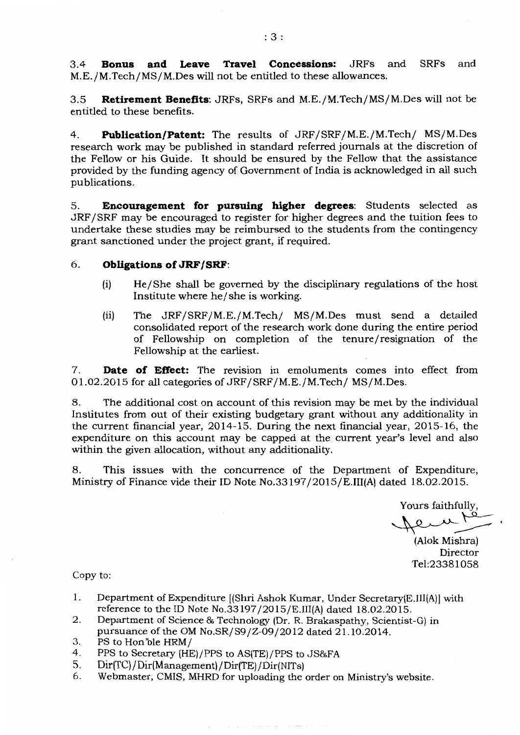3.4 **Bonus and Leave Travel Concessions:** JRFs and SRFs and M.E./M.Tech/MS/M.Des will not be entitled to these allowances.

3.5 **Retirement Benefits**: JRFs, SRFs and M.E./M.Tech/MS/M.Des will not be entitled to these benefits.

4. **Publication/Patent:** The results of JRF/SRF/M.E./M.Tech/ MS/M.Des research work may be published in standard referred journals at the discretion of the Fellow or his Guide. It should be ensured by the Fellow that the assistance provided by the funding agency of Government of India is acknowledged in all such publications.

5. **Encouragement for pursuing higher degrees**: Students selected as JRF/SRF may be encouraged to register for higher degrees and the tuition fees to undertake these studies may be reimbursed to the students from the contingency grant sanctioned under the project grant, if required.

6. **Obligations of JRF/SRF**:

(i) He/She shall be governed by the disciplinary regulations of the host Institute where he/she is working.

(ii) The JRF/SRF/M.E./M.Tech/ MS/M.Des must send a detailed consolidated report of the research work done during the entire period of Fellowship on completion of the tenure/resignation of the Fellowship at the earliest.

7. **Date of Effect:** The revision in emoluments comes into effect from 01.02.2015 for all categories of JRF/SRF/M.E./M.Tech/ MS/M.Des.

8. The additional cost on account of this revision may be met by the individual Institutes from out of their existing budgetary grant without any additionality in the current financial year, 2014-15. During the next financial year, 2015-16, the expenditure on this account may be capped at the current year's level and also within the given allocation, without any additionality.

8. This issues with the concurrence of the Department of Expenditure, Ministry of Finance vide their ID Note No.33197/2015/E.III(A) dated 18.02.2015.

Yours faithfully,

(Alok Mishra)
Director
Tel:23381058

Copy to:

1. Department of Expenditure [(Shri Ashok Kumar, Under Secretary(E.III(A)] with reference to the ID Note No.33197/2015/E.III(A) dated 18.02.2015.
2. Department of Science & Technology (Dr. R. Brakaspathy, Scientist-G) in pursuance of the OM No.SR/S9/Z-09/2012 dated 21.10.2014.
3. PS to Hon'ble HRM/
4. PPS to Secretary (HE)/PPS to AS(TE)/PPS to JS&FA
5. Dir(TC)/Dir(Management)/Dir(TE)/Dir(NITs)
6. Webmaster, CMIS, MHRD for uploading the order on Ministry's website.